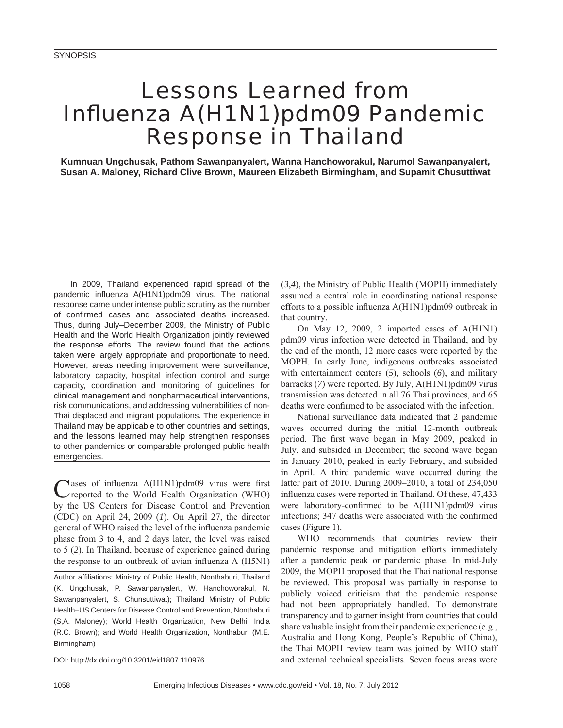SYNOPSIS

# Lessons Learned from Influenza A(H1N1)pdm09 Pandemic Response in Thailand

**Kumnuan Ungchusak, Pathom Sawanpanyalert, Wanna Hanchoworakul, Narumol Sawanpanyalert, Susan A. Maloney, Richard Clive Brown, Maureen Elizabeth Birmingham, and Supamit Chusuttiwat**

In 2009, Thailand experienced rapid spread of the pandemic influenza A(H1N1)pdm09 virus. The national response came under intense public scrutiny as the number of confirmed cases and associated deaths increased. Thus, during July–December 2009, the Ministry of Public Health and the World Health Organization jointly reviewed the response efforts. The review found that the actions taken were largely appropriate and proportionate to need. However, areas needing improvement were surveillance, laboratory capacity, hospital infection control and surge capacity, coordination and monitoring of guidelines for clinical management and nonpharmaceutical interventions, risk communications, and addressing vulnerabilities of non-Thai displaced and migrant populations. The experience in Thailand may be applicable to other countries and settings, and the lessons learned may help strengthen responses to other pandemics or comparable prolonged public health emergencies.

Cases of influenza A(H1N1)pdm09 virus were first reported to the World Health Organization (WHO) by the US Centers for Disease Control and Prevention (CDC) on April 24, 2009 (*1*). On April 27, the director general of WHO raised the level of the influenza pandemic phase from 3 to 4, and 2 days later, the level was raised to 5 (*2*). In Thailand, because of experience gained during the response to an outbreak of avian influenza A (H5N1) (*3*,*4*), the Ministry of Public Health (MOPH) immediately assumed a central role in coordinating national response efforts to a possible influenza A(H1N1)pdm09 outbreak in that country.

Author affiliations: Ministry of Public Health, Nonthaburi, Thailand (K. Ungchusak, P. Sawanpanyalert, W. Hanchoworakul, N. Sawanpanyalert, S. Chunsuttiwat); Thailand Ministry of Public Health–US Centers for Disease Control and Prevention, Nonthaburi (S,A. Maloney); World Health Organization, New Delhi, India (R.C. Brown); and World Health Organization, Nonthaburi (M.E. Birmingham)

DOI: http://dx.doi.org/10.3201/eid1807.110976

On May 12, 2009, 2 imported cases of A(H1N1)pdm09 virus infection were detected in Thailand, and by the end of the month, 12 more cases were reported by the MOPH. In early June, indigenous outbreaks associated with entertainment centers (*5*), schools (*6*), and military barracks (*7*) were reported. By July, A(H1N1)pdm09 virus transmission was detected in all 76 Thai provinces, and 65 deaths were confirmed to be associated with the infection.

National surveillance data indicated that 2 pandemic waves occurred during the initial 12-month outbreak period. The first wave began in May 2009, peaked in July, and subsided in December; the second wave began in January 2010, peaked in early February, and subsided in April. A third pandemic wave occurred during the latter part of 2010. During 2009–2010, a total of 234,050 influenza cases were reported in Thailand. Of these, 47,433 were laboratory-confirmed to be A(H1N1)pdm09 virus infections; 347 deaths were associated with the confirmed cases (Figure 1).

WHO recommends that countries review their pandemic response and mitigation efforts immediately after a pandemic peak or pandemic phase. In mid-July 2009, the MOPH proposed that the Thai national response be reviewed. This proposal was partially in response to publicly voiced criticism that the pandemic response had not been appropriately handled. To demonstrate transparency and to garner insight from countries that could share valuable insight from their pandemic experience (e.g., Australia and Hong Kong, People's Republic of China), the Thai MOPH review team was joined by WHO staff and external technical specialists. Seven focus areas were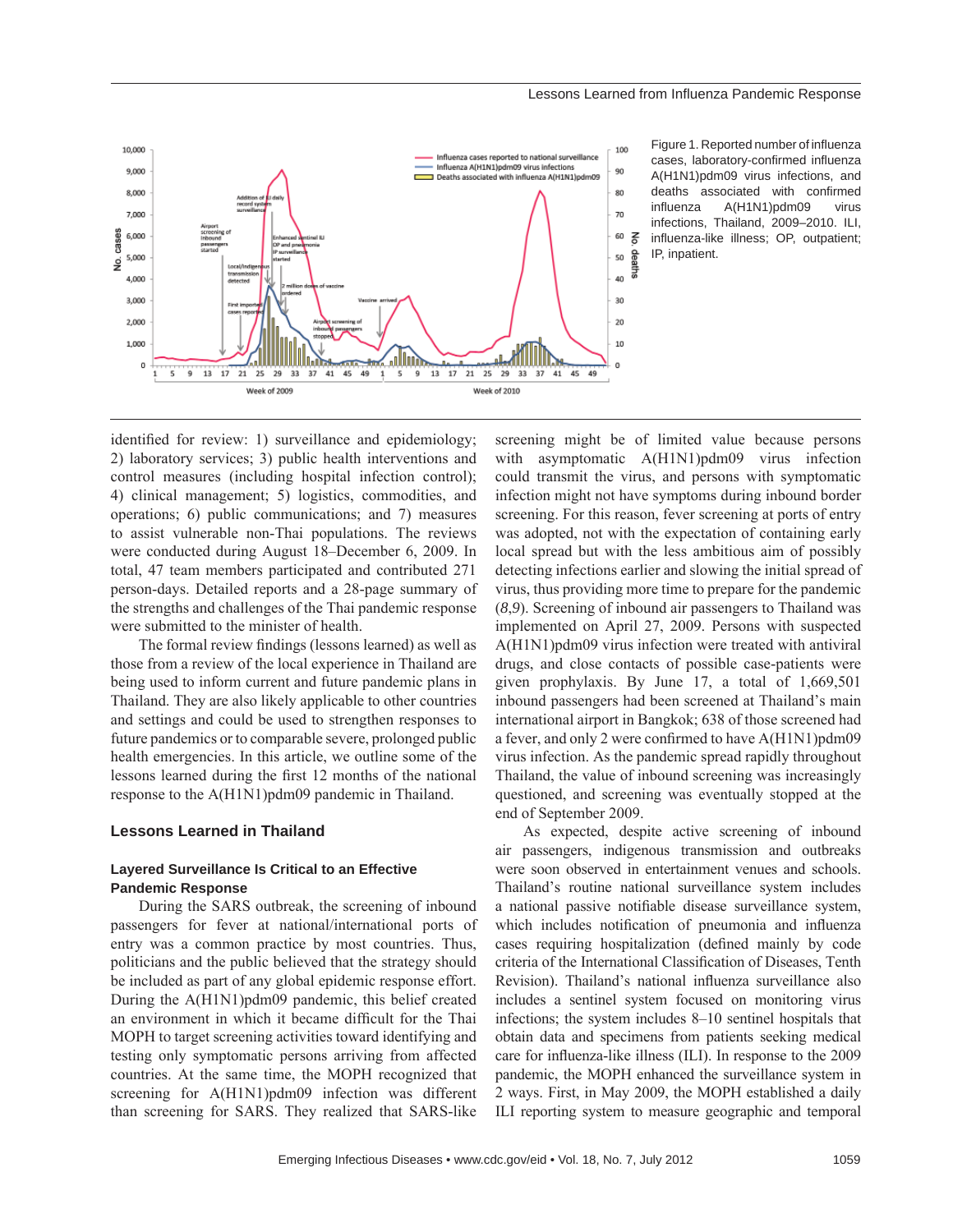10,000
9,000
8,000
7,000
6,000
5,000
4,000
3,000
2,000
1,000
0

No. cases

100
90
80
70
60
50
40
30
20
10
0

No. deaths

Influenza cases reported to national surveillance
Influenza A(H1N1)pdm09 virus infections
Deaths associated with influenza A(H1N1)pdm09

Airport screening of inbound passengers started
Local/indigenous transmission detected
First imported cases reported
Addition of ILI daily record system surveillance
Enhanced sentinel ILI OP and pneumonia IP surveillance started
2 million doses of vaccine ordered
Airport screening of inbound passengers stopped
Vaccine arrived

1 5 9 13 17 21 25 29 33 37 41 45 49 1 5 9 13 17 21 25 29 33 37 41 45 49

Week of 2009
Week of 2010

Figure 1. Reported number of influenza cases, laboratory-confirmed influenza A(H1N1)pdm09 virus infections, and deaths associated with confirmed influenza A(H1N1)pdm09 virus infections, Thailand, 2009–2010. ILI, influenza-like illness; OP, outpatient; IP, inpatient.

identified for review: 1) surveillance and epidemiology; 2) laboratory services; 3) public health interventions and control measures (including hospital infection control); 4) clinical management; 5) logistics, commodities, and operations; 6) public communications; and 7) measures to assist vulnerable non-Thai populations. The reviews were conducted during August 18–December 6, 2009. In total, 47 team members participated and contributed 271 person-days. Detailed reports and a 28-page summary of the strengths and challenges of the Thai pandemic response were submitted to the minister of health.

The formal review findings (lessons learned) as well as those from a review of the local experience in Thailand are being used to inform current and future pandemic plans in Thailand. They are also likely applicable to other countries and settings and could be used to strengthen responses to future pandemics or to comparable severe, prolonged public health emergencies. In this article, we outline some of the lessons learned during the first 12 months of the national response to the A(H1N1)pdm09 pandemic in Thailand.

## Lessons Learned in Thailand

### Layered Surveillance Is Critical to an Effective Pandemic Response

During the SARS outbreak, the screening of inbound passengers for fever at national/international ports of entry was a common practice by most countries. Thus, politicians and the public believed that the strategy should be included as part of any global epidemic response effort. During the A(H1N1)pdm09 pandemic, this belief created an environment in which it became difficult for the Thai MOPH to target screening activities toward identifying and testing only symptomatic persons arriving from affected countries. At the same time, the MOPH recognized that screening for A(H1N1)pdm09 infection was different than screening for SARS. They realized that SARS-like screening might be of limited value because persons with asymptomatic A(H1N1)pdm09 virus infection could transmit the virus, and persons with symptomatic infection might not have symptoms during inbound border screening. For this reason, fever screening at ports of entry was adopted, not with the expectation of containing early local spread but with the less ambitious aim of possibly detecting infections earlier and slowing the initial spread of virus, thus providing more time to prepare for the pandemic (*8*,*9*). Screening of inbound air passengers to Thailand was implemented on April 27, 2009. Persons with suspected A(H1N1)pdm09 virus infection were treated with antiviral drugs, and close contacts of possible case-patients were given prophylaxis. By June 17, a total of 1,669,501 inbound passengers had been screened at Thailand's main international airport in Bangkok; 638 of those screened had a fever, and only 2 were confirmed to have A(H1N1)pdm09 virus infection. As the pandemic spread rapidly throughout Thailand, the value of inbound screening was increasingly questioned, and screening was eventually stopped at the end of September 2009.

As expected, despite active screening of inbound air passengers, indigenous transmission and outbreaks were soon observed in entertainment venues and schools. Thailand's routine national surveillance system includes a national passive notifiable disease surveillance system, which includes notification of pneumonia and influenza cases requiring hospitalization (defined mainly by code criteria of the International Classification of Diseases, Tenth Revision). Thailand's national influenza surveillance also includes a sentinel system focused on monitoring virus infections; the system includes 8–10 sentinel hospitals that obtain data and specimens from patients seeking medical care for influenza-like illness (ILI). In response to the 2009 pandemic, the MOPH enhanced the surveillance system in 2 ways. First, in May 2009, the MOPH established a daily ILI reporting system to measure geographic and temporal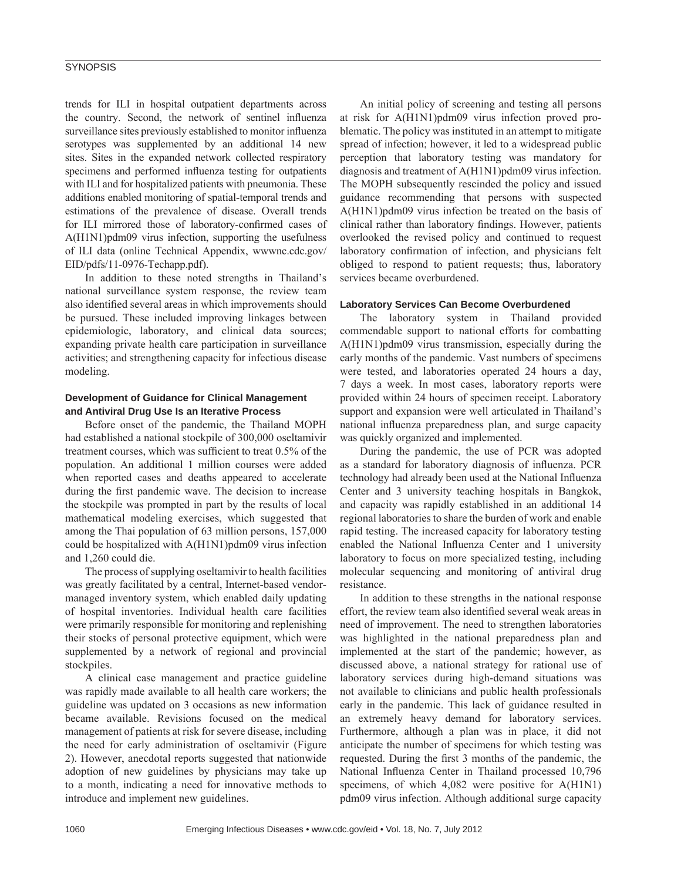trends for ILI in hospital outpatient departments across the country. Second, the network of sentinel influenza surveillance sites previously established to monitor influenza serotypes was supplemented by an additional 14 new sites. Sites in the expanded network collected respiratory specimens and performed influenza testing for outpatients with ILI and for hospitalized patients with pneumonia. These additions enabled monitoring of spatial-temporal trends and estimations of the prevalence of disease. Overall trends for ILI mirrored those of laboratory-confirmed cases of A(H1N1)pdm09 virus infection, supporting the usefulness of ILI data (online Technical Appendix, wwwnc.cdc.gov/EID/pdfs/11-0976-Techapp.pdf).

In addition to these noted strengths in Thailand's national surveillance system response, the review team also identified several areas in which improvements should be pursued. These included improving linkages between epidemiologic, laboratory, and clinical data sources; expanding private health care participation in surveillance activities; and strengthening capacity for infectious disease modeling.

### Development of Guidance for Clinical Management and Antiviral Drug Use Is an Iterative Process

Before onset of the pandemic, the Thailand MOPH had established a national stockpile of 300,000 oseltamivir treatment courses, which was sufficient to treat 0.5% of the population. An additional 1 million courses were added when reported cases and deaths appeared to accelerate during the first pandemic wave. The decision to increase the stockpile was prompted in part by the results of local mathematical modeling exercises, which suggested that among the Thai population of 63 million persons, 157,000 could be hospitalized with A(H1N1)pdm09 virus infection and 1,260 could die.

The process of supplying oseltamivir to health facilities was greatly facilitated by a central, Internet-based vendor-managed inventory system, which enabled daily updating of hospital inventories. Individual health care facilities were primarily responsible for monitoring and replenishing their stocks of personal protective equipment, which were supplemented by a network of regional and provincial stockpiles.

A clinical case management and practice guideline was rapidly made available to all health care workers; the guideline was updated on 3 occasions as new information became available. Revisions focused on the medical management of patients at risk for severe disease, including the need for early administration of oseltamivir (Figure 2). However, anecdotal reports suggested that nationwide adoption of new guidelines by physicians may take up to a month, indicating a need for innovative methods to introduce and implement new guidelines.

An initial policy of screening and testing all persons at risk for A(H1N1)pdm09 virus infection proved problematic. The policy was instituted in an attempt to mitigate spread of infection; however, it led to a widespread public perception that laboratory testing was mandatory for diagnosis and treatment of A(H1N1)pdm09 virus infection. The MOPH subsequently rescinded the policy and issued guidance recommending that persons with suspected A(H1N1)pdm09 virus infection be treated on the basis of clinical rather than laboratory findings. However, patients overlooked the revised policy and continued to request laboratory confirmation of infection, and physicians felt obliged to respond to patient requests; thus, laboratory services became overburdened.

### Laboratory Services Can Become Overburdened

The laboratory system in Thailand provided commendable support to national efforts for combatting A(H1N1)pdm09 virus transmission, especially during the early months of the pandemic. Vast numbers of specimens were tested, and laboratories operated 24 hours a day, 7 days a week. In most cases, laboratory reports were provided within 24 hours of specimen receipt. Laboratory support and expansion were well articulated in Thailand's national influenza preparedness plan, and surge capacity was quickly organized and implemented.

During the pandemic, the use of PCR was adopted as a standard for laboratory diagnosis of influenza. PCR technology had already been used at the National Influenza Center and 3 university teaching hospitals in Bangkok, and capacity was rapidly established in an additional 14 regional laboratories to share the burden of work and enable rapid testing. The increased capacity for laboratory testing enabled the National Influenza Center and 1 university laboratory to focus on more specialized testing, including molecular sequencing and monitoring of antiviral drug resistance.

In addition to these strengths in the national response effort, the review team also identified several weak areas in need of improvement. The need to strengthen laboratories was highlighted in the national preparedness plan and implemented at the start of the pandemic; however, as discussed above, a national strategy for rational use of laboratory services during high-demand situations was not available to clinicians and public health professionals early in the pandemic. This lack of guidance resulted in an extremely heavy demand for laboratory services. Furthermore, although a plan was in place, it did not anticipate the number of specimens for which testing was requested. During the first 3 months of the pandemic, the National Influenza Center in Thailand processed 10,796 specimens, of which 4,082 were positive for A(H1N1)pdm09 virus infection. Although additional surge capacity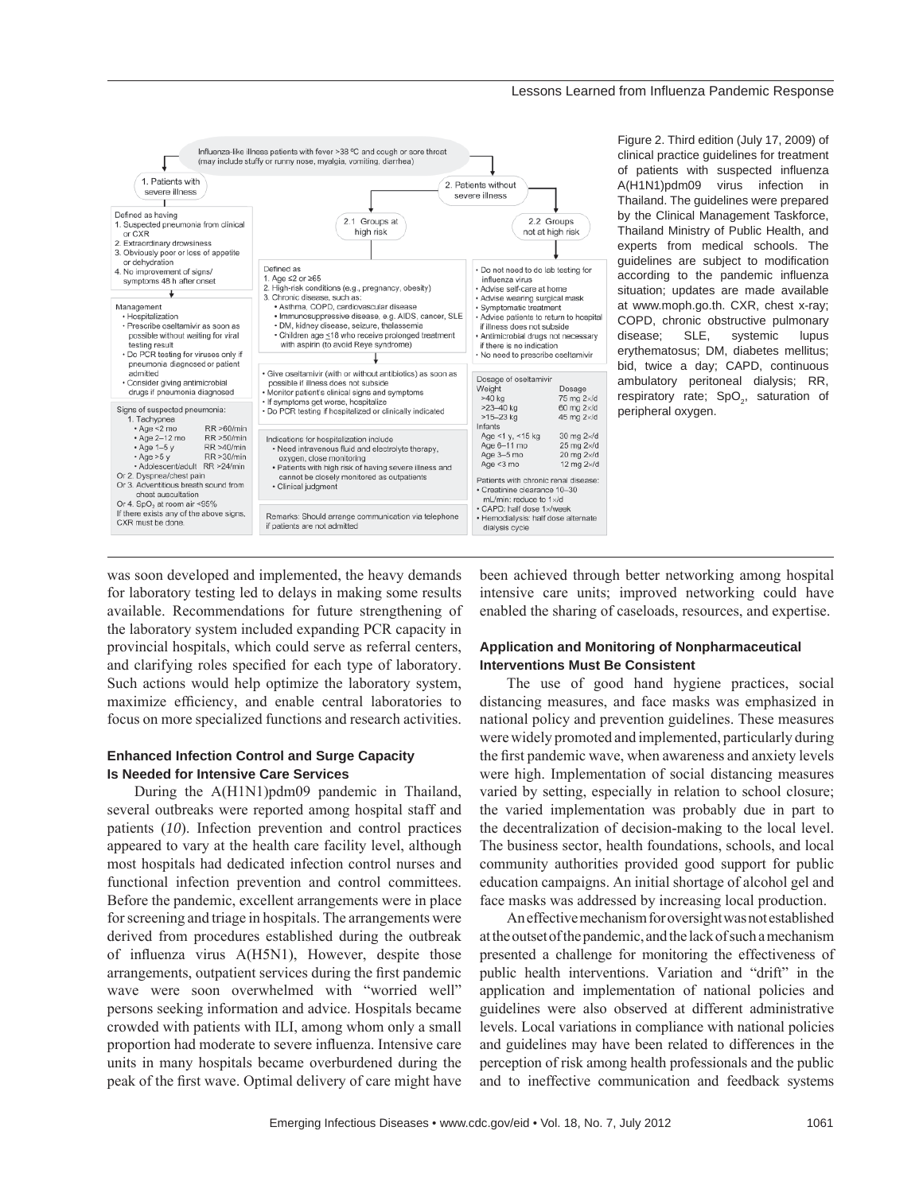Influenza-like illness patients with fever >38 ºC and cough or sore throat (may include stuffy or runny nose, myalgia, vomiting, diarrhea)

1. Patients with severe illness

Defined as having
1. Suspected pneumonia from clinical or CXR
2. Extraordinary drowsiness
3. Obviously poor or loss of appetite or dehydration
4. No improvement of signs/symptoms 48 h after onset

Management
- Hospitalization
- Prescribe oseltamivir as soon as possible without waiting for viral testing result
- Do PCR testing for viruses only if pneumonia diagnosed or patient admitted
- Consider giving antimicrobial drugs if pneumonia diagnosed

Signs of suspected pneumonia:
1. Tachypnea
   - Age <2 mo RR >60/min
   - Age 2–12 mo RR >50/min
   - Age 1–5 y RR >40/min
   - Age >5 y RR >30/min
   - Adolescent/adult RR >24/min

Or 2. Dyspnea/chest pain
Or 3. Adventitious breath sound from chest auscultation
Or 4. $SpO_2$ at room air <95%
If there exists any of the above signs, CXR must be done.

2. Patients without severe illness

2.1 Groups at high risk

Defined as
1. Age ≤2 or ≥65
2. High-risk conditions (e.g., pregnancy, obesity)
3. Chronic disease, such as:
   - Asthma, COPD, cardiovascular disease
   - Immunosuppressive disease, e.g. AIDS, cancer, SLE
   - DM, kidney disease, seizure, thalassemia
   - Children age ≤18 who receive prolonged treatment with aspirin (to avoid Reye syndrome)

- Give oseltamivir (with or without antibiotics) as soon as possible if illness does not subside
- Monitor patient's clinical signs and symptoms
- If symptoms get worse, hospitalize
- Do PCR testing if hospitalized or clinically indicated

Indications for hospitalization include
- Need intravenous fluid and electrolyte therapy, oxygen, close monitoring
- Patients with high risk of having severe illness and cannot be closely monitored as outpatients
- Clinical judgment

Remarks: Should arrange communication via telephone if patients are not admitted

2.2 Groups not at high risk

- Do not need to do lab testing for influenza virus
- Advise self-care at home
- Advise wearing surgical mask
- Symptomatic treatment
- Advise patients to return to hospital if illness does not subside
- Antimicrobial drugs not necessary if there is no indication
- No need to prescribe oseltamivir

Dosage of oseltamivir

| Weight | Dosage |
|---|---|
| >40 kg | 75 mg 2×/d |
| >23–40 kg | 60 mg 2×/d |
| >15–23 kg | 45 mg 2×/d |
| Infants | |
| Age <1 y, <15 kg | 30 mg 2×/d |
| Age 6–11 mo | 25 mg 2×/d |
| Age 3–5 mo | 20 mg 2×/d |
| Age <3 mo | 12 mg 2×/d |

Patients with chronic renal disease:
- Creatinine clearance 10–30 mL/min: reduce to 1×/d
- CAPD: half dose 1×/week
- Hemodialysis: half dose alternate dialysis cycle

Figure 2. Third edition (July 17, 2009) of clinical practice guidelines for treatment of patients with suspected influenza A(H1N1)pdm09 virus infection in Thailand. The guidelines were prepared by the Clinical Management Taskforce, Thailand Ministry of Public Health, and experts from medical schools. The guidelines are subject to modification according to the pandemic influenza situation; updates are made available at www.moph.go.th. CXR, chest x-ray; COPD, chronic obstructive pulmonary disease; SLE, systemic lupus erythematosus; DM, diabetes mellitus; bid, twice a day; CAPD, continuous ambulatory peritoneal dialysis; RR, respiratory rate; $SpO_2$, saturation of peripheral oxygen.

was soon developed and implemented, the heavy demands for laboratory testing led to delays in making some results available. Recommendations for future strengthening of the laboratory system included expanding PCR capacity in provincial hospitals, which could serve as referral centers, and clarifying roles specified for each type of laboratory. Such actions would help optimize the laboratory system, maximize efficiency, and enable central laboratories to focus on more specialized functions and research activities.

### Enhanced Infection Control and Surge Capacity Is Needed for Intensive Care Services

During the A(H1N1)pdm09 pandemic in Thailand, several outbreaks were reported among hospital staff and patients (*10*). Infection prevention and control practices appeared to vary at the health care facility level, although most hospitals had dedicated infection control nurses and functional infection prevention and control committees. Before the pandemic, excellent arrangements were in place for screening and triage in hospitals. The arrangements were derived from procedures established during the outbreak of influenza virus A(H5N1), However, despite those arrangements, outpatient services during the first pandemic wave were soon overwhelmed with "worried well" persons seeking information and advice. Hospitals became crowded with patients with ILI, among whom only a small proportion had moderate to severe influenza. Intensive care units in many hospitals became overburdened during the peak of the first wave. Optimal delivery of care might have been achieved through better networking among hospital intensive care units; improved networking could have enabled the sharing of caseloads, resources, and expertise.

### Application and Monitoring of Nonpharmaceutical Interventions Must Be Consistent

The use of good hand hygiene practices, social distancing measures, and face masks was emphasized in national policy and prevention guidelines. These measures were widely promoted and implemented, particularly during the first pandemic wave, when awareness and anxiety levels were high. Implementation of social distancing measures varied by setting, especially in relation to school closure; the varied implementation was probably due in part to the decentralization of decision-making to the local level. The business sector, health foundations, schools, and local community authorities provided good support for public education campaigns. An initial shortage of alcohol gel and face masks was addressed by increasing local production.

An effective mechanism for oversight was not established at the outset of the pandemic, and the lack of such a mechanism presented a challenge for monitoring the effectiveness of public health interventions. Variation and "drift" in the application and implementation of national policies and guidelines were also observed at different administrative levels. Local variations in compliance with national policies and guidelines may have been related to differences in the perception of risk among health professionals and the public and to ineffective communication and feedback systems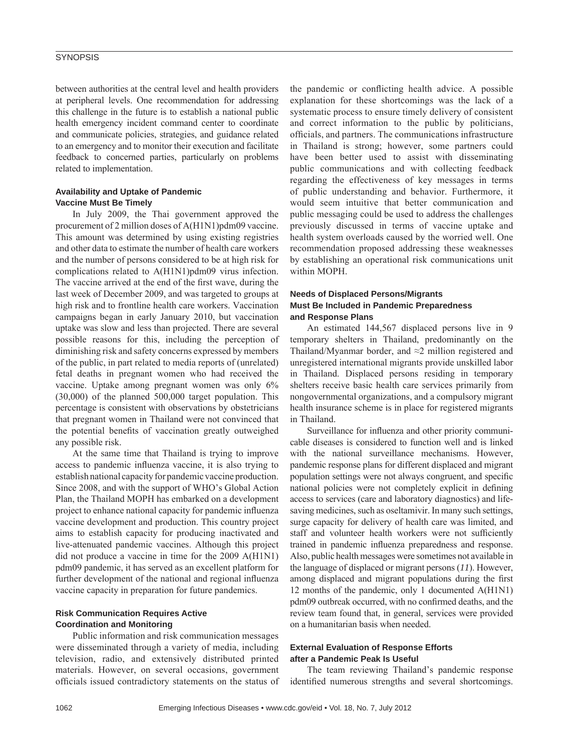between authorities at the central level and health providers at peripheral levels. One recommendation for addressing this challenge in the future is to establish a national public health emergency incident command center to coordinate and communicate policies, strategies, and guidance related to an emergency and to monitor their execution and facilitate feedback to concerned parties, particularly on problems related to implementation.

### Availability and Uptake of Pandemic Vaccine Must Be Timely

In July 2009, the Thai government approved the procurement of 2 million doses of A(H1N1)pdm09 vaccine. This amount was determined by using existing registries and other data to estimate the number of health care workers and the number of persons considered to be at high risk for complications related to A(H1N1)pdm09 virus infection. The vaccine arrived at the end of the first wave, during the last week of December 2009, and was targeted to groups at high risk and to frontline health care workers. Vaccination campaigns began in early January 2010, but vaccination uptake was slow and less than projected. There are several possible reasons for this, including the perception of diminishing risk and safety concerns expressed by members of the public, in part related to media reports of (unrelated) fetal deaths in pregnant women who had received the vaccine. Uptake among pregnant women was only 6% (30,000) of the planned 500,000 target population. This percentage is consistent with observations by obstetricians that pregnant women in Thailand were not convinced that the potential benefits of vaccination greatly outweighed any possible risk.

At the same time that Thailand is trying to improve access to pandemic influenza vaccine, it is also trying to establish national capacity for pandemic vaccine production. Since 2008, and with the support of WHO's Global Action Plan, the Thailand MOPH has embarked on a development project to enhance national capacity for pandemic influenza vaccine development and production. This country project aims to establish capacity for producing inactivated and live-attenuated pandemic vaccines. Although this project did not produce a vaccine in time for the 2009 A(H1N1) pdm09 pandemic, it has served as an excellent platform for further development of the national and regional influenza vaccine capacity in preparation for future pandemics.

### Risk Communication Requires Active Coordination and Monitoring

Public information and risk communication messages were disseminated through a variety of media, including television, radio, and extensively distributed printed materials. However, on several occasions, government officials issued contradictory statements on the status of the pandemic or conflicting health advice. A possible explanation for these shortcomings was the lack of a systematic process to ensure timely delivery of consistent and correct information to the public by politicians, officials, and partners. The communications infrastructure in Thailand is strong; however, some partners could have been better used to assist with disseminating public communications and with collecting feedback regarding the effectiveness of key messages in terms of public understanding and behavior. Furthermore, it would seem intuitive that better communication and public messaging could be used to address the challenges previously discussed in terms of vaccine uptake and health system overloads caused by the worried well. One recommendation proposed addressing these weaknesses by establishing an operational risk communications unit within MOPH.

### Needs of Displaced Persons/Migrants Must Be Included in Pandemic Preparedness and Response Plans

An estimated 144,567 displaced persons live in 9 temporary shelters in Thailand, predominantly on the Thailand/Myanmar border, and ≈2 million registered and unregistered international migrants provide unskilled labor in Thailand. Displaced persons residing in temporary shelters receive basic health care services primarily from nongovernmental organizations, and a compulsory migrant health insurance scheme is in place for registered migrants in Thailand.

Surveillance for influenza and other priority communicable diseases is considered to function well and is linked with the national surveillance mechanisms. However, pandemic response plans for different displaced and migrant population settings were not always congruent, and specific national policies were not completely explicit in defining access to services (care and laboratory diagnostics) and life-saving medicines, such as oseltamivir. In many such settings, surge capacity for delivery of health care was limited, and staff and volunteer health workers were not sufficiently trained in pandemic influenza preparedness and response. Also, public health messages were sometimes not available in the language of displaced or migrant persons (*11*). However, among displaced and migrant populations during the first 12 months of the pandemic, only 1 documented A(H1N1) pdm09 outbreak occurred, with no confirmed deaths, and the review team found that, in general, services were provided on a humanitarian basis when needed.

### External Evaluation of Response Efforts after a Pandemic Peak Is Useful

The team reviewing Thailand's pandemic response identified numerous strengths and several shortcomings.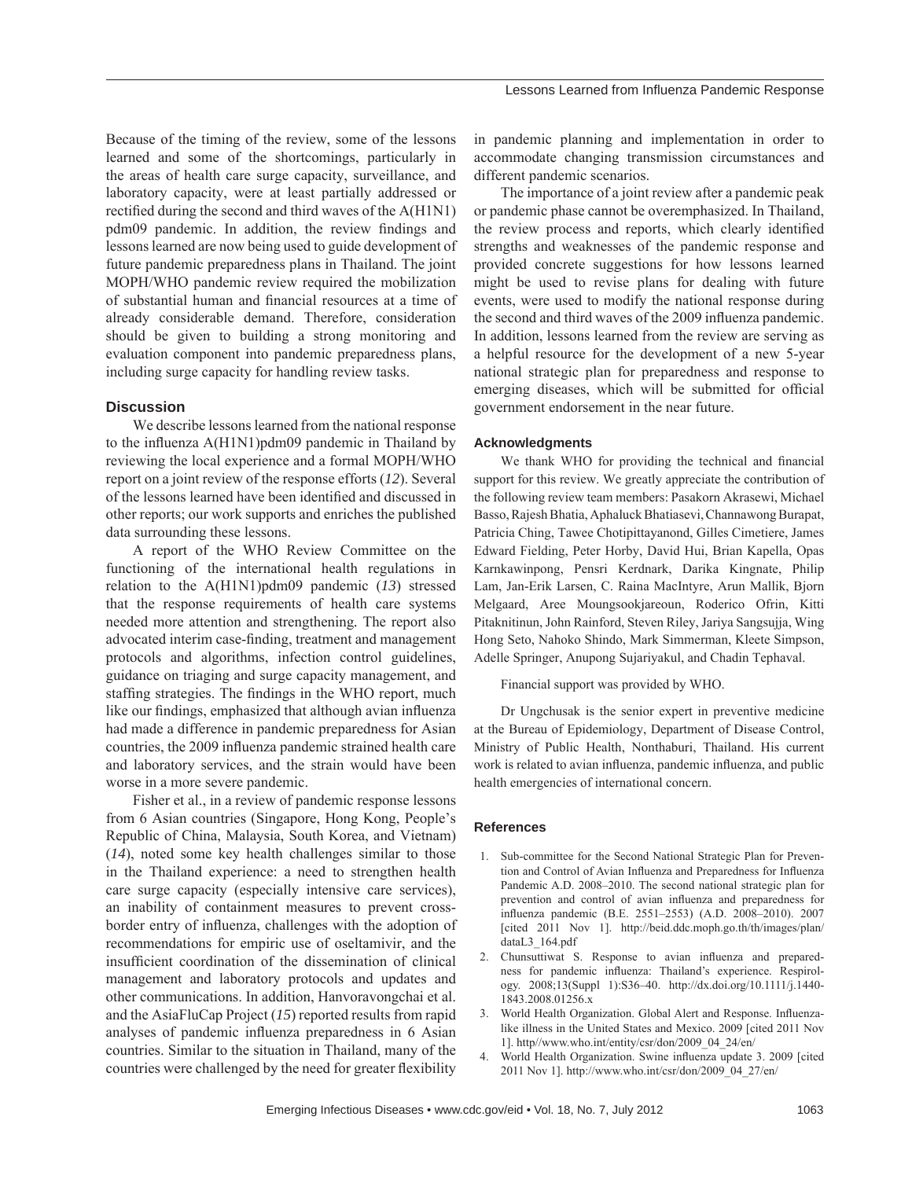Because of the timing of the review, some of the lessons learned and some of the shortcomings, particularly in the areas of health care surge capacity, surveillance, and laboratory capacity, were at least partially addressed or rectified during the second and third waves of the A(H1N1) pdm09 pandemic. In addition, the review findings and lessons learned are now being used to guide development of future pandemic preparedness plans in Thailand. The joint MOPH/WHO pandemic review required the mobilization of substantial human and financial resources at a time of already considerable demand. Therefore, consideration should be given to building a strong monitoring and evaluation component into pandemic preparedness plans, including surge capacity for handling review tasks.

## Discussion

We describe lessons learned from the national response to the influenza A(H1N1)pdm09 pandemic in Thailand by reviewing the local experience and a formal MOPH/WHO report on a joint review of the response efforts (*12*). Several of the lessons learned have been identified and discussed in other reports; our work supports and enriches the published data surrounding these lessons.

A report of the WHO Review Committee on the functioning of the international health regulations in relation to the A(H1N1)pdm09 pandemic (*13*) stressed that the response requirements of health care systems needed more attention and strengthening. The report also advocated interim case-finding, treatment and management protocols and algorithms, infection control guidelines, guidance on triaging and surge capacity management, and staffing strategies. The findings in the WHO report, much like our findings, emphasized that although avian influenza had made a difference in pandemic preparedness for Asian countries, the 2009 influenza pandemic strained health care and laboratory services, and the strain would have been worse in a more severe pandemic.

Fisher et al., in a review of pandemic response lessons from 6 Asian countries (Singapore, Hong Kong, People's Republic of China, Malaysia, South Korea, and Vietnam) (*14*), noted some key health challenges similar to those in the Thailand experience: a need to strengthen health care surge capacity (especially intensive care services), an inability of containment measures to prevent cross-border entry of influenza, challenges with the adoption of recommendations for empiric use of oseltamivir, and the insufficient coordination of the dissemination of clinical management and laboratory protocols and updates and other communications. In addition, Hanvoravongchai et al. and the AsiaFluCap Project (*15*) reported results from rapid analyses of pandemic influenza preparedness in 6 Asian countries. Similar to the situation in Thailand, many of the countries were challenged by the need for greater flexibility in pandemic planning and implementation in order to accommodate changing transmission circumstances and different pandemic scenarios.

The importance of a joint review after a pandemic peak or pandemic phase cannot be overemphasized. In Thailand, the review process and reports, which clearly identified strengths and weaknesses of the pandemic response and provided concrete suggestions for how lessons learned might be used to revise plans for dealing with future events, were used to modify the national response during the second and third waves of the 2009 influenza pandemic. In addition, lessons learned from the review are serving as a helpful resource for the development of a new 5-year national strategic plan for preparedness and response to emerging diseases, which will be submitted for official government endorsement in the near future.

### Acknowledgments

We thank WHO for providing the technical and financial support for this review. We greatly appreciate the contribution of the following review team members: Pasakorn Akrasewi, Michael Basso, Rajesh Bhatia, Aphaluck Bhatiasevi, Channawong Burapat, Patricia Ching, Tawee Chotipittayanond, Gilles Cimetiere, James Edward Fielding, Peter Horby, David Hui, Brian Kapella, Opas Karnkawinpong, Pensri Kerdnark, Darika Kingnate, Philip Lam, Jan-Erik Larsen, C. Raina MacIntyre, Arun Mallik, Bjorn Melgaard, Aree Moungsookjareoun, Roderico Ofrin, Kitti Pitaknitinun, John Rainford, Steven Riley, Jariya Sangsujja, Wing Hong Seto, Nahoko Shindo, Mark Simmerman, Kleete Simpson, Adelle Springer, Anupong Sujariyakul, and Chadin Tephaval.

Financial support was provided by WHO.

Dr Ungchusak is the senior expert in preventive medicine at the Bureau of Epidemiology, Department of Disease Control, Ministry of Public Health, Nonthaburi, Thailand. His current work is related to avian influenza, pandemic influenza, and public health emergencies of international concern.

## References

1. Sub-committee for the Second National Strategic Plan for Prevention and Control of Avian Influenza and Preparedness for Influenza Pandemic A.D. 2008–2010. The second national strategic plan for prevention and control of avian influenza and preparedness for influenza pandemic (B.E. 2551–2553) (A.D. 2008–2010). 2007 [cited 2011 Nov 1]. http://beid.ddc.moph.go.th/th/images/plan/dataL3_164.pdf
2. Chunsuttiwat S. Response to avian influenza and preparedness for pandemic influenza: Thailand's experience. Respirology. 2008;13(Suppl 1):S36–40. http://dx.doi.org/10.1111/j.1440-1843.2008.01256.x
3. World Health Organization. Global Alert and Response. Influenza-like illness in the United States and Mexico. 2009 [cited 2011 Nov 1]. http//www.who.int/entity/csr/don/2009_04_24/en/
4. World Health Organization. Swine influenza update 3. 2009 [cited 2011 Nov 1]. http://www.who.int/csr/don/2009_04_27/en/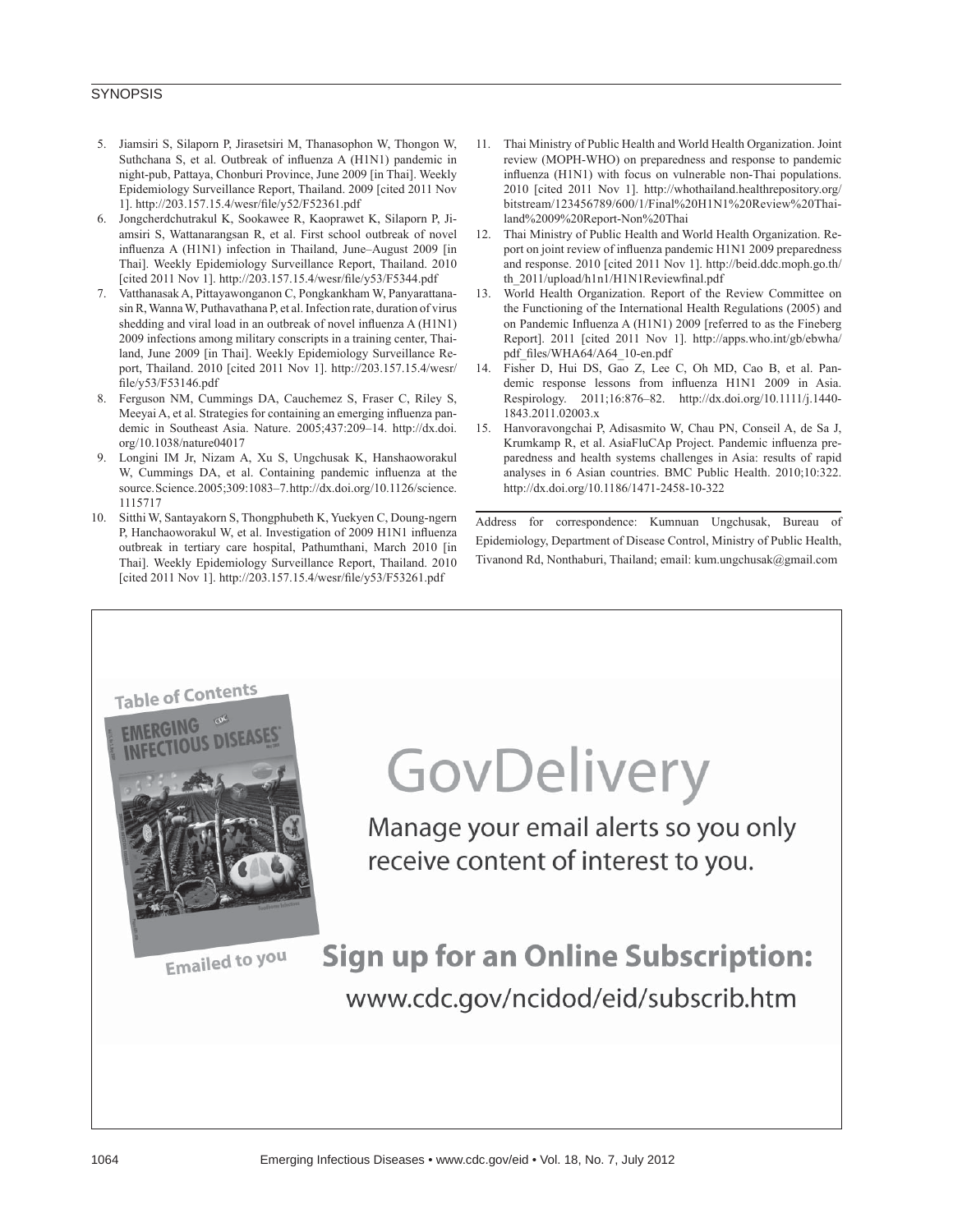5. Jiamsiri S, Silaporn P, Jirasetsiri M, Thanasophon W, Thongon W, Suthchana S, et al. Outbreak of influenza A (H1N1) pandemic in night-pub, Pattaya, Chonburi Province, June 2009 [in Thai]. Weekly Epidemiology Surveillance Report, Thailand. 2009 [cited 2011 Nov 1]. http://203.157.15.4/wesr/file/y52/F52361.pdf
6. Jongcherdchutrakul K, Sookawee R, Kaoprawet K, Silaporn P, Jiamsiri S, Wattanarangsan R, et al. First school outbreak of novel influenza A (H1N1) infection in Thailand, June–August 2009 [in Thai]. Weekly Epidemiology Surveillance Report, Thailand. 2010 [cited 2011 Nov 1]. http://203.157.15.4/wesr/file/y53/F5344.pdf
7. Vatthanasak A, Pittayawonganon C, Pongkankham W, Panyarattanasin R, Wanna W, Puthavathana P, et al. Infection rate, duration of virus shedding and viral load in an outbreak of novel influenza A (H1N1) 2009 infections among military conscripts in a training center, Thailand, June 2009 [in Thai]. Weekly Epidemiology Surveillance Report, Thailand. 2010 [cited 2011 Nov 1]. http://203.157.15.4/wesr/file/y53/F53146.pdf
8. Ferguson NM, Cummings DA, Cauchemez S, Fraser C, Riley S, Meeyai A, et al. Strategies for containing an emerging influenza pandemic in Southeast Asia. Nature. 2005;437:209–14. http://dx.doi.org/10.1038/nature04017
9. Longini IM Jr, Nizam A, Xu S, Ungchusak K, Hanshaoworakul W, Cummings DA, et al. Containing pandemic influenza at the source. Science. 2005;309:1083–7. http://dx.doi.org/10.1126/science.1115717
10. Sitthi W, Santayakorn S, Thongphubeth K, Yuekyen C, Doung-ngern P, Hanchaoworakul W, et al. Investigation of 2009 H1N1 influenza outbreak in tertiary care hospital, Pathumthani, March 2010 [in Thai]. Weekly Epidemiology Surveillance Report, Thailand. 2010 [cited 2011 Nov 1]. http://203.157.15.4/wesr/file/y53/F53261.pdf
11. Thai Ministry of Public Health and World Health Organization. Joint review (MOPH-WHO) on preparedness and response to pandemic influenza (H1N1) with focus on vulnerable non-Thai populations. 2010 [cited 2011 Nov 1]. http://whothailand.healthrepository.org/bitstream/123456789/600/1/Final%20H1N1%20Review%20Thailand%2009%20Report-Non%20Thai
12. Thai Ministry of Public Health and World Health Organization. Report on joint review of influenza pandemic H1N1 2009 preparedness and response. 2010 [cited 2011 Nov 1]. http://beid.ddc.moph.go.th/th_2011/upload/h1n1/H1N1Reviewfinal.pdf
13. World Health Organization. Report of the Review Committee on the Functioning of the International Health Regulations (2005) and on Pandemic Influenza A (H1N1) 2009 [referred to as the Fineberg Report]. 2011 [cited 2011 Nov 1]. http://apps.who.int/gb/ebwha/pdf_files/WHA64/A64_10-en.pdf
14. Fisher D, Hui DS, Gao Z, Lee C, Oh MD, Cao B, et al. Pandemic response lessons from influenza H1N1 2009 in Asia. Respirology. 2011;16:876–82. http://dx.doi.org/10.1111/j.1440-1843.2011.02003.x
15. Hanvoravongchai P, Adisasmito W, Chau PN, Conseil A, de Sa J, Krumkamp R, et al. AsiaFluCAp Project. Pandemic influenza preparedness and health systems challenges in Asia: results of rapid analyses in 6 Asian countries. BMC Public Health. 2010;10:322. http://dx.doi.org/10.1186/1471-2458-10-322

Address for correspondence: Kumnuan Ungchusak, Bureau of Epidemiology, Department of Disease Control, Ministry of Public Health, Tivanond Rd, Nonthaburi, Thailand; email: kum.ungchusak@gmail.com

Table of Contents

Emailed to you

GovDelivery

Manage your email alerts so you only receive content of interest to you.

**Sign up for an Online Subscription:**

www.cdc.gov/ncidod/eid/subscrib.htm